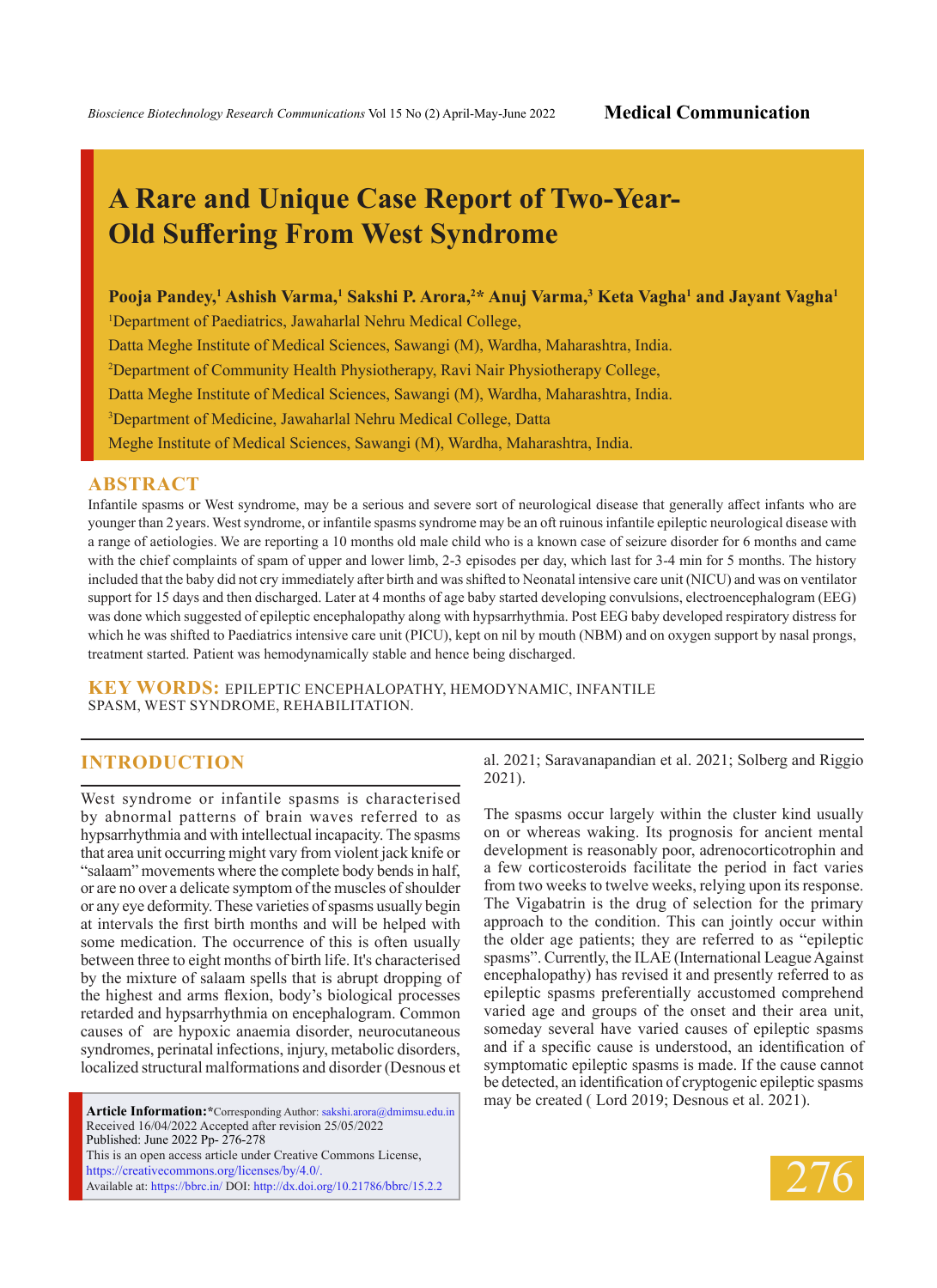Medical Communication

# A Rare and Unique Case Report of Two-Year-Old Suffering From West Syndrome

**Pooja Pandey,[1] Ashish Varma,[1] Sakshi P. Arora,[2]* Anuj Varma,[3] Keta Vagha[1] and Jayant Vagha[1]**

[1]Department of Paediatrics, Jawaharlal Nehru Medical College, Datta Meghe Institute of Medical Sciences, Sawangi (M), Wardha, Maharashtra, India.

[2]Department of Community Health Physiotherapy, Ravi Nair Physiotherapy College, Datta Meghe Institute of Medical Sciences, Sawangi (M), Wardha, Maharashtra, India.

[3]Department of Medicine, Jawaharlal Nehru Medical College, Datta Meghe Institute of Medical Sciences, Sawangi (M), Wardha, Maharashtra, India.

## ABSTRACT

Infantile spasms or West syndrome, may be a serious and severe sort of neurological disease that generally affect infants who are younger than 2 years. West syndrome, or infantile spasms syndrome may be an oft ruinous infantile epileptic neurological disease with a range of aetiologies. We are reporting a 10 months old male child who is a known case of seizure disorder for 6 months and came with the chief complaints of spam of upper and lower limb, 2-3 episodes per day, which last for 3-4 min for 5 months. The history included that the baby did not cry immediately after birth and was shifted to Neonatal intensive care unit (NICU) and was on ventilator support for 15 days and then discharged. Later at 4 months of age baby started developing convulsions, electroencephalogram (EEG) was done which suggested of epileptic encephalopathy along with hypsarrhythmia. Post EEG baby developed respiratory distress for which he was shifted to Paediatrics intensive care unit (PICU), kept on nil by mouth (NBM) and on oxygen support by nasal prongs, treatment started. Patient was hemodynamically stable and hence being discharged.

**KEY WORDS:** EPILEPTIC ENCEPHALOPATHY, HEMODYNAMIC, INFANTILE SPASM, WEST SYNDROME, REHABILITATION.

## INTRODUCTION

West syndrome or infantile spasms is characterised by abnormal patterns of brain waves referred to as hypsarrhythmia and with intellectual incapacity. The spasms that area unit occurring might vary from violent jack knife or "salaam" movements where the complete body bends in half, or are no over a delicate symptom of the muscles of shoulder or any eye deformity. These varieties of spasms usually begin at intervals the first birth months and will be helped with some medication. The occurrence of this is often usually between three to eight months of birth life. It's characterised by the mixture of salaam spells that is abrupt dropping of the highest and arms flexion, body's biological processes retarded and hypsarrhythmia on encephalogram. Common causes of are hypoxic anaemia disorder, neurocutaneous syndromes, perinatal infections, injury, metabolic disorders, localized structural malformations and disorder (Desnous et al. 2021; Saravanapandian et al. 2021; Solberg and Riggio 2021).

The spasms occur largely within the cluster kind usually on or whereas waking. Its prognosis for ancient mental development is reasonably poor, adrenocorticotrophin and a few corticosteroids facilitate the period in fact varies from two weeks to twelve weeks, relying upon its response. The Vigabatrin is the drug of selection for the primary approach to the condition. This can jointly occur within the older age patients; they are referred to as "epileptic spasms". Currently, the ILAE (International League Against encephalopathy) has revised it and presently referred to as epileptic spasms preferentially accustomed comprehend varied age and groups of the onset and their area unit, someday several have varied causes of epileptic spasms and if a specific cause is understood, an identification of symptomatic epileptic spasms is made. If the cause cannot be detected, an identification of cryptogenic epileptic spasms may be created ( Lord 2019; Desnous et al. 2021).

**Article Information:***Corresponding Author: sakshi.arora@dmimsu.edu.in
Received 16/04/2022 Accepted after revision 25/05/2022
Published: June 2022 Pp- 276-278
This is an open access article under Creative Commons License, https://creativecommons.org/licenses/by/4.0/.
Available at: https://bbrc.in/ DOI: http://dx.doi.org/10.21786/bbrc/15.2.2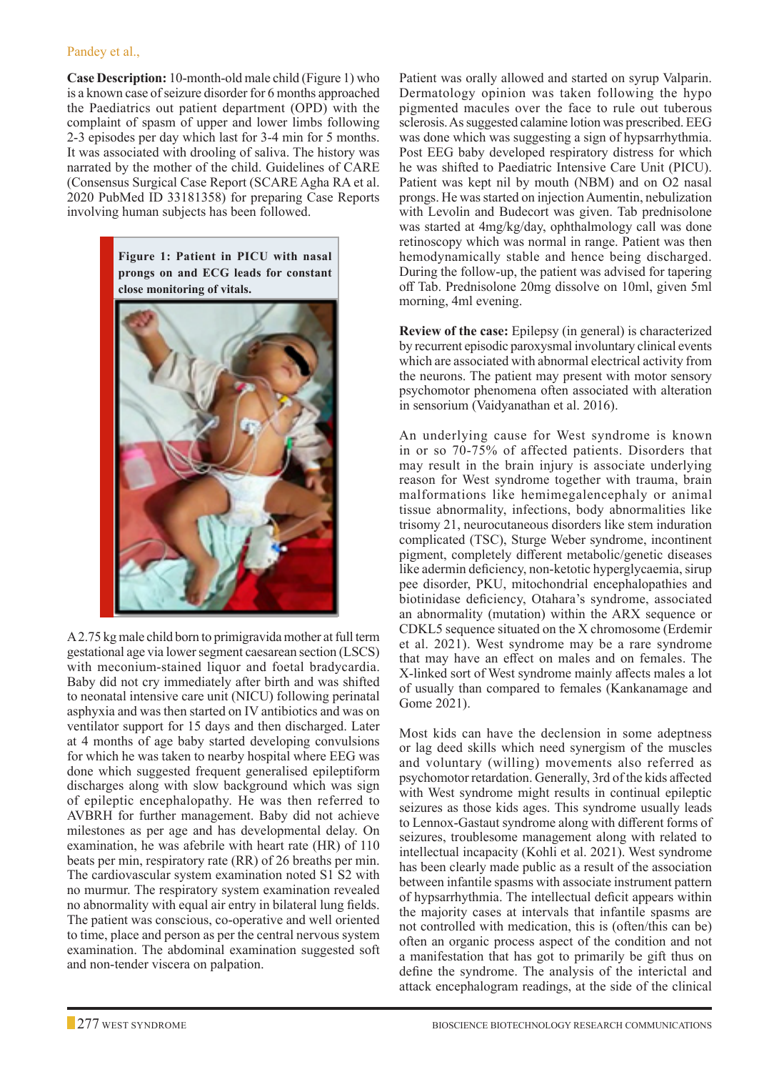**Case Description:** 10-month-old male child (Figure 1) who is a known case of seizure disorder for 6 months approached the Paediatrics out patient department (OPD) with the complaint of spasm of upper and lower limbs following 2-3 episodes per day which last for 3-4 min for 5 months. It was associated with drooling of saliva. The history was narrated by the mother of the child. Guidelines of CARE (Consensus Surgical Case Report (SCARE Agha RA et al. 2020 PubMed ID 33181358) for preparing Case Reports involving human subjects has been followed.

**Figure 1: Patient in PICU with nasal prongs on and ECG leads for constant close monitoring of vitals.**

A 2.75 kg male child born to primigravida mother at full term gestational age via lower segment caesarean section (LSCS) with meconium-stained liquor and foetal bradycardia. Baby did not cry immediately after birth and was shifted to neonatal intensive care unit (NICU) following perinatal asphyxia and was then started on IV antibiotics and was on ventilator support for 15 days and then discharged. Later at 4 months of age baby started developing convulsions for which he was taken to nearby hospital where EEG was done which suggested frequent generalised epileptiform discharges along with slow background which was sign of epileptic encephalopathy. He was then referred to AVBRH for further management. Baby did not achieve milestones as per age and has developmental delay. On examination, he was afebrile with heart rate (HR) of 110 beats per min, respiratory rate (RR) of 26 breaths per min. The cardiovascular system examination noted S1 S2 with no murmur. The respiratory system examination revealed no abnormality with equal air entry in bilateral lung fields. The patient was conscious, co-operative and well oriented to time, place and person as per the central nervous system examination. The abdominal examination suggested soft and non-tender viscera on palpation.

Patient was orally allowed and started on syrup Valparin. Dermatology opinion was taken following the hypo pigmented macules over the face to rule out tuberous sclerosis. As suggested calamine lotion was prescribed. EEG was done which was suggesting a sign of hypsarrhythmia. Post EEG baby developed respiratory distress for which he was shifted to Paediatric Intensive Care Unit (PICU). Patient was kept nil by mouth (NBM) and on O2 nasal prongs. He was started on injection Aumentin, nebulization with Levolin and Budecort was given. Tab prednisolone was started at 4mg/kg/day, ophthalmology call was done retinoscopy which was normal in range. Patient was then hemodynamically stable and hence being discharged. During the follow-up, the patient was advised for tapering off Tab. Prednisolone 20mg dissolve on 10ml, given 5ml morning, 4ml evening.

**Review of the case:** Epilepsy (in general) is characterized by recurrent episodic paroxysmal involuntary clinical events which are associated with abnormal electrical activity from the neurons. The patient may present with motor sensory psychomotor phenomena often associated with alteration in sensorium (Vaidyanathan et al. 2016).

An underlying cause for West syndrome is known in or so 70-75% of affected patients. Disorders that may result in the brain injury is associate underlying reason for West syndrome together with trauma, brain malformations like hemimegalencephaly or animal tissue abnormality, infections, body abnormalities like trisomy 21, neurocutaneous disorders like stem induration complicated (TSC), Sturge Weber syndrome, incontinent pigment, completely different metabolic/genetic diseases like adermin deficiency, non-ketotic hyperglycaemia, sirup pee disorder, PKU, mitochondrial encephalopathies and biotinidase deficiency, Otahara's syndrome, associated an abnormality (mutation) within the ARX sequence or CDKL5 sequence situated on the X chromosome (Erdemir et al. 2021). West syndrome may be a rare syndrome that may have an effect on males and on females. The X-linked sort of West syndrome mainly affects males a lot of usually than compared to females (Kankanamage and Gome 2021).

Most kids can have the declension in some adeptness or lag deed skills which need synergism of the muscles and voluntary (willing) movements also referred as psychomotor retardation. Generally, 3rd of the kids affected with West syndrome might results in continual epileptic seizures as those kids ages. This syndrome usually leads to Lennox-Gastaut syndrome along with different forms of seizures, troublesome management along with related to intellectual incapacity (Kohli et al. 2021). West syndrome has been clearly made public as a result of the association between infantile spasms with associate instrument pattern of hypsarrhythmia. The intellectual deficit appears within the majority cases at intervals that infantile spasms are not controlled with, this is (often/this can be) often an organic process aspect of the condition and not a manifestation that has got to primarily be gift thus on define the syndrome. The analysis of the interictal and attack encephalogram readings, at the side of the clinical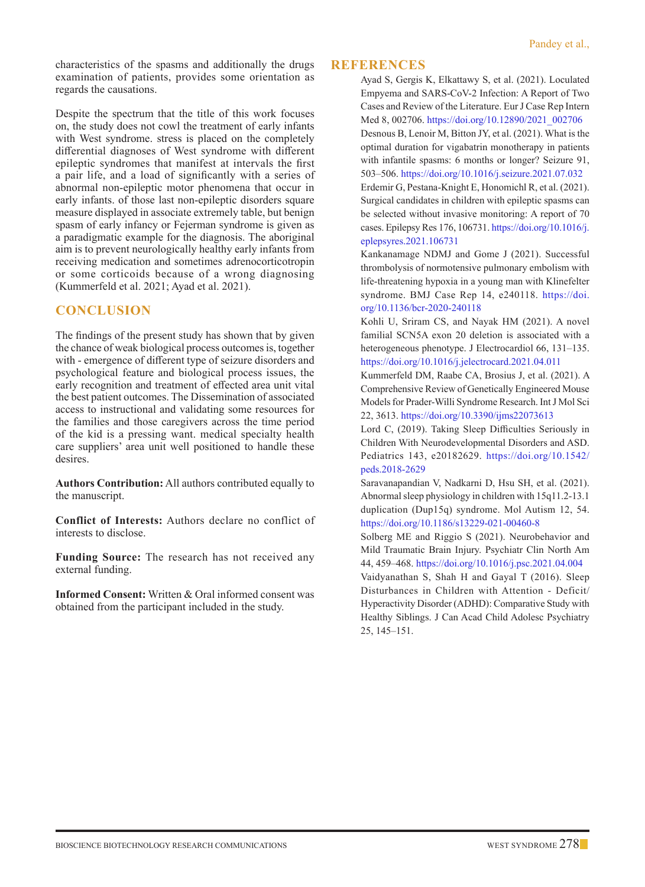characteristics of the spasms and additionally the drugs examination of patients, provides some orientation as regards the causations.

Despite the spectrum that the title of this work focuses on, the study does not cowl the treatment of early infants with West syndrome. stress is placed on the completely differential diagnoses of West syndrome with different epileptic syndromes that manifest at intervals the first a pair life, and a load of significantly with a series of abnormal non-epileptic motor phenomena that occur in early infants. of those last non-epileptic disorders square measure displayed in associate extremely table, but benign spasm of early infancy or Fejerman syndrome is given as a paradigmatic example for the diagnosis. The aboriginal aim is to prevent neurologically healthy early infants from receiving medication and sometimes adrenocorticotropin or some corticoids because of a wrong diagnosing (Kummerfeld et al. 2021; Ayad et al. 2021).

## CONCLUSION

The findings of the present study has shown that by given the chance of weak biological process outcomes is, together with - emergence of different type of seizure disorders and psychological feature and biological process issues, the early recognition and treatment of effected area unit vital the best patient outcomes. The Dissemination of associated access to instructional and validating some resources for the families and those caregivers across the time period of the kid is a pressing want. medical specialty health care suppliers' area unit well positioned to handle these desires.

**Authors Contribution:** All authors contributed equally to the manuscript.

**Conflict of Interests:** Authors declare no conflict of interests to disclose.

**Funding Source:** The research has not received any external funding.

**Informed Consent:** Written & Oral informed consent was obtained from the participant included in the study.

## REFERENCES

Ayad S, Gergis K, Elkattawy S, et al. (2021). Loculated Empyema and SARS-CoV-2 Infection: A Report of Two Cases and Review of the Literature. Eur J Case Rep Intern Med 8, 002706. https://doi.org/10.12890/2021_002706

Desnous B, Lenoir M, Bitton JY, et al. (2021). What is the optimal duration for vigabatrin monotherapy in patients with infantile spasms: 6 months or longer? Seizure 91, 503–506. https://doi.org/10.1016/j.seizure.2021.07.032

Erdemir G, Pestana-Knight E, Honomichl R, et al. (2021). Surgical candidates in children with epileptic spasms can be selected without invasive monitoring: A report of 70 cases. Epilepsy Res 176, 106731. https://doi.org/10.1016/j.eplepsyres.2021.106731

Kankanamage NDMJ and Gome J (2021). Successful thrombolysis of normotensive pulmonary embolism with life-threatening hypoxia in a young man with Klinefelter syndrome. BMJ Case Rep 14, e240118. https://doi.org/10.1136/bcr-2020-240118

Kohli U, Sriram CS, and Nayak HM (2021). A novel familial SCN5A exon 20 deletion is associated with a heterogeneous phenotype. J Electrocardiol 66, 131–135. https://doi.org/10.1016/j.jelectrocard.2021.04.011

Kummerfeld DM, Raabe CA, Brosius J, et al. (2021). A Comprehensive Review of Genetically Engineered Mouse Models for Prader-Willi Syndrome Research. Int J Mol Sci 22, 3613. https://doi.org/10.3390/ijms22073613

Lord C, (2019). Taking Sleep Difficulties Seriously in Children With Neurodevelopmental Disorders and ASD. Pediatrics 143, e20182629. https://doi.org/10.1542/peds.2018-2629

Saravanapandian V, Nadkarni D, Hsu SH, et al. (2021). Abnormal sleep physiology in children with 15q11.2-13.1 duplication (Dup15q) syndrome. Mol Autism 12, 54. https://doi.org/10.1186/s13229-021-00460-8

Solberg ME and Riggio S (2021). Neurobehavior and Mild Traumatic Brain Injury. Psychiatr Clin North Am 44, 459–468. https://doi.org/10.1016/j.psc.2021.04.004

Vaidyanathan S, Shah H and Gayal T (2016). Sleep Disturbances in Children with Attention - Deficit/Hyperactivity Disorder (ADHD): Comparative Study with Healthy Siblings. J Can Acad Child Adolesc Psychiatry 25, 145–151.